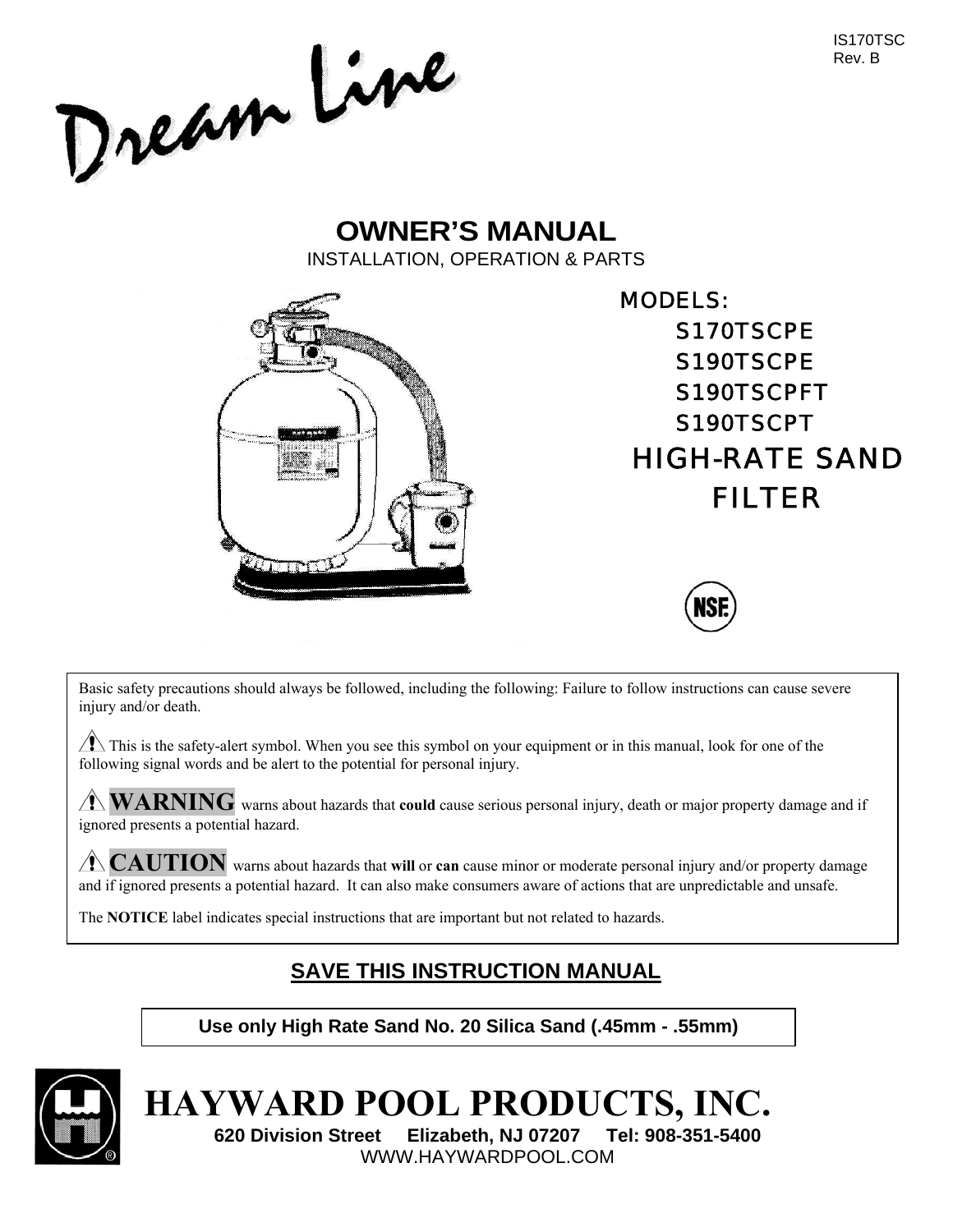IS170TSC
Rev. B

Dream Line

# OWNER'S MANUAL

INSTALLATION, OPERATION & PARTS

MODELS:
S170TSCPE
S190TSCPE
S190TSCPFT
S190TSCPT

## HIGH-RATE SAND FILTER

NSF

Basic safety precautions should always be followed, including the following: Failure to follow instructions can cause severe injury and/or death.

⚠ This is the safety-alert symbol. When you see this symbol on your equipment or in this manual, look for one of the following signal words and be alert to the potential for personal injury.

⚠ **WARNING** warns about hazards that **could** cause serious personal injury, death or major property damage and if ignored presents a potential hazard.

⚠ **CAUTION** warns about hazards that **will** or **can** cause minor or moderate personal injury and/or property damage and if ignored presents a potential hazard. It can also make consumers aware of actions that are unpredictable and unsafe.

The **NOTICE** label indicates special instructions that are important but not related to hazards.

## SAVE THIS INSTRUCTION MANUAL

**Use only High Rate Sand No. 20 Silica Sand (.45mm - .55mm)**

# HAYWARD POOL PRODUCTS, INC.

**620 Division Street Elizabeth, NJ 07207 Tel: 908-351-5400**

WWW.HAYWARDPOOL.COM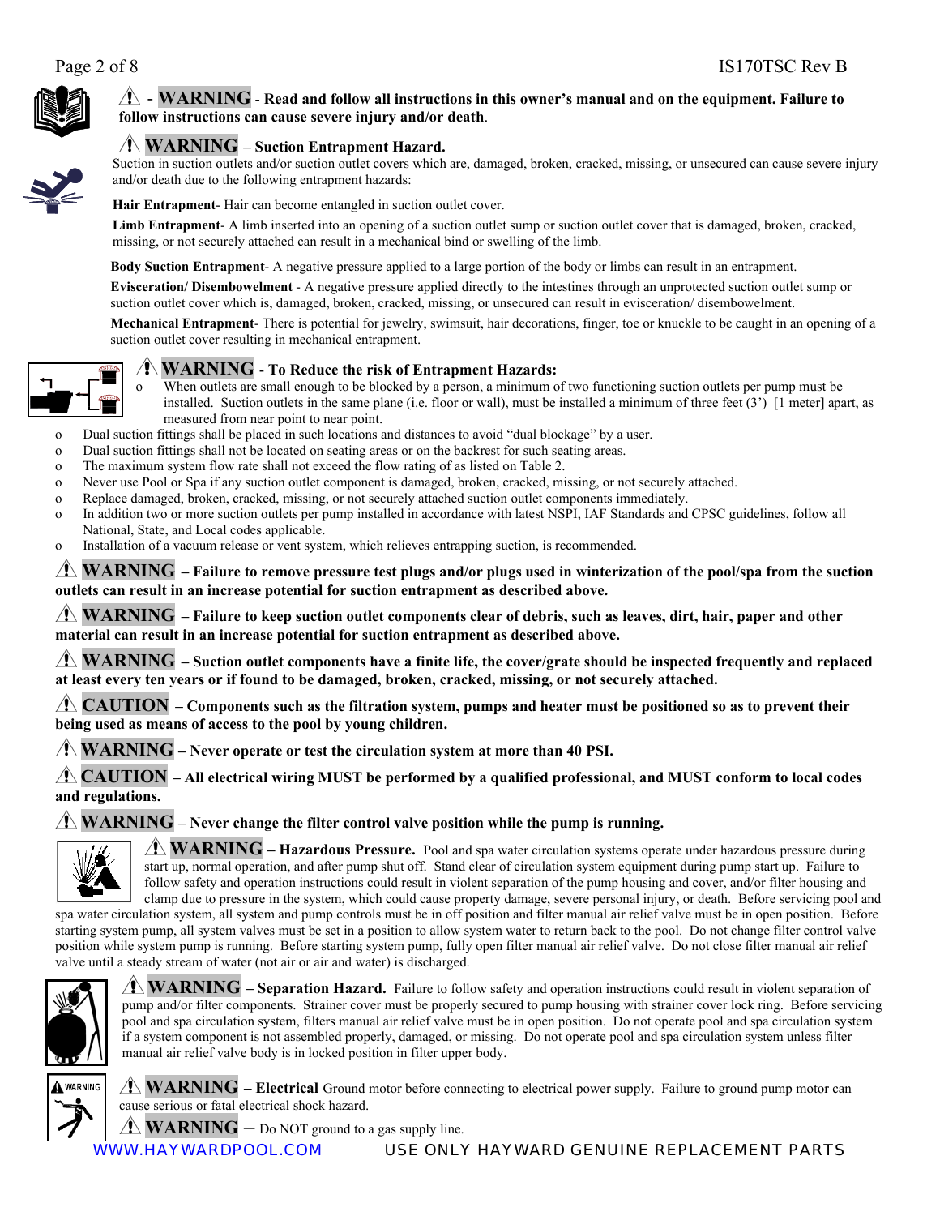⚠ - **WARNING** - **Read and follow all instructions in this owner's manual and on the equipment. Failure to follow instructions can cause severe injury and/or death**.

⚠ **WARNING – Suction Entrapment Hazard.**
Suction in suction outlets and/or suction outlet covers which are, damaged, broken, cracked, missing, or unsecured can cause severe injury and/or death due to the following entrapment hazards:

**Hair Entrapment**- Hair can become entangled in suction outlet cover.

**Limb Entrapment**- A limb inserted into an opening of a suction outlet sump or suction outlet cover that is damaged, broken, cracked, missing, or not securely attached can result in a mechanical bind or swelling of the limb.

**Body Suction Entrapment**- A negative pressure applied to a large portion of the body or limbs can result in an entrapment.

**Evisceration/ Disembowelment** - A negative pressure applied directly to the intestines through an unprotected suction outlet sump or suction outlet cover which is, damaged, broken, cracked, missing, or unsecured can result in evisceration/ disembowelment.

**Mechanical Entrapment**- There is potential for jewelry, swimsuit, hair decorations, finger, toe or knuckle to be caught in an opening of a suction outlet cover resulting in mechanical entrapment.

⚠ **WARNING** - **To Reduce the risk of Entrapment Hazards:**

- When outlets are small enough to be blocked by a person, a minimum of two functioning suction outlets per pump must be installed. Suction outlets in the same plane (i.e. floor or wall), must be installed a minimum of three feet (3') [1 meter] apart, as measured from near point to near point.
- Dual suction fittings shall be placed in such locations and distances to avoid "dual blockage" by a user.
- Dual suction fittings shall not be located on seating areas or on the backrest for such seating areas.
- The maximum system flow rate shall not exceed the flow rating of as listed on Table 2.
- Never use Pool or Spa if any suction outlet component is damaged, broken, cracked, missing, or not securely attached.
- Replace damaged, broken, cracked, missing, or not securely attached suction outlet components immediately.
- In addition two or more suction outlets per pump installed in accordance with latest NSPI, IAF Standards and CPSC guidelines, follow all National, State, and Local codes applicable.
- Installation of a vacuum release or vent system, which relieves entrapping suction, is recommended.

⚠ **WARNING – Failure to remove pressure test plugs and/or plugs used in winterization of the pool/spa from the suction outlets can result in an increase potential for suction entrapment as described above.**

⚠ **WARNING – Failure to keep suction outlet components clear of debris, such as leaves, dirt, hair, paper and other material can result in an increase potential for suction entrapment as described above.**

⚠ **WARNING – Suction outlet components have a finite life, the cover/grate should be inspected frequently and replaced at least every ten years or if found to be damaged, broken, cracked, missing, or not securely attached.**

⚠ **CAUTION – Components such as the filtration system, pumps and heater must be positioned so as to prevent their being used as means of access to the pool by young children.**

⚠ **WARNING – Never operate or test the circulation system at more than 40 PSI.**

⚠ **CAUTION – All electrical wiring MUST be performed by a qualified professional, and MUST conform to local codes and regulations.**

⚠ **WARNING – Never change the filter control valve position while the pump is running.**

⚠ **WARNING – Hazardous Pressure.** Pool and spa water circulation systems operate under hazardous pressure during start up, normal operation, and after pump shut off. Stand clear of circulation system equipment during pump start up. Failure to follow safety and operation instructions could result in violent separation of the pump housing and cover, and/or filter housing and clamp due to pressure in the system, which could cause property damage, severe personal injury, or death. Before servicing pool and spa water circulation system, all system and pump controls must be in off position and filter manual air relief valve must be in open position. Before starting system pump, all system valves must be set in a position to allow system water to return back to the pool. Do not change filter control valve position while system pump is running. Before starting system pump, fully open filter manual air relief valve. Do not close filter manual air relief valve until a steady stream of water (not air or air and water) is discharged.

⚠ **WARNING – Separation Hazard.** Failure to follow safety and operation instructions could result in violent separation of pump and/or filter components. Strainer cover must be properly secured to pump housing with strainer cover lock ring. Before servicing pool and spa circulation system, filters manual air relief valve must be in open position. Do not operate pool and spa circulation system if a system component is not assembled properly, damaged, or missing. Do not operate pool and spa circulation system unless filter manual air relief valve body is in locked position in filter upper body.

⚠ **WARNING – Electrical** Ground motor before connecting to electrical power supply. Failure to ground pump motor can cause serious or fatal electrical shock hazard.

⚠ **WARNING** – Do NOT ground to a gas supply line.

WWW.HAYWARDPOOL.COM USE ONLY HAYWARD GENUINE REPLACEMENT PARTS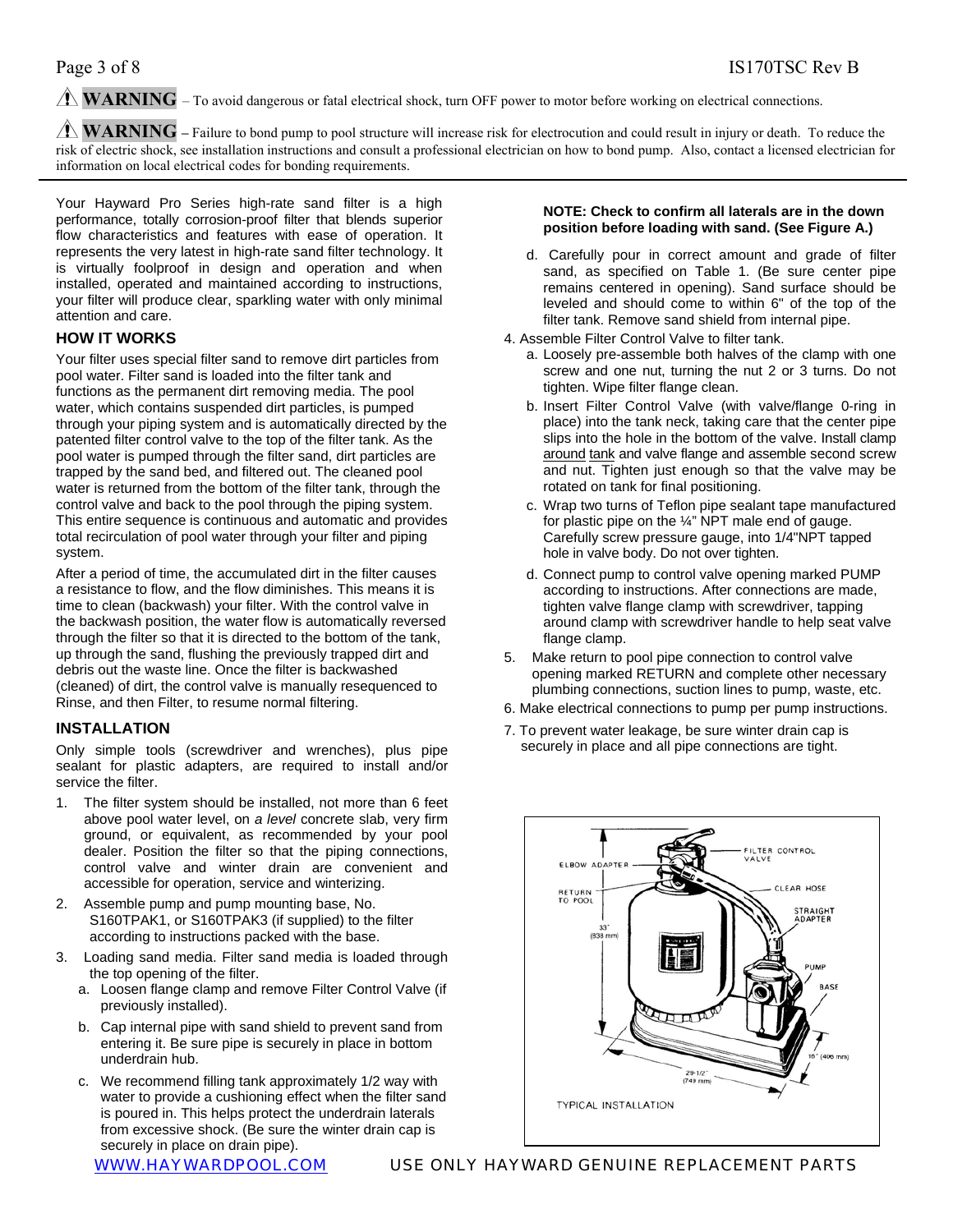⚠ **WARNING** – To avoid dangerous or fatal electrical shock, turn OFF power to motor before working on electrical connections.

⚠ **WARNING** – Failure to bond pump to pool structure will increase risk for electrocution and could result in injury or death. To reduce the risk of electric shock, see installation instructions and consult a professional electrician on how to bond pump. Also, contact a licensed electrician for information on local electrical codes for bonding requirements.

---

Your Hayward Pro Series high-rate sand filter is a high performance, totally corrosion-proof filter that blends superior flow characteristics and features with ease of operation. It represents the very latest in high-rate sand filter technology. It is virtually foolproof in design and operation and when installed, operated and maintained according to instructions, your filter will produce clear, sparkling water with only minimal attention and care.

## HOW IT WORKS

Your filter uses special filter sand to remove dirt particles from pool water. Filter sand is loaded into the filter tank and functions as the permanent dirt removing media. The pool water, which contains suspended dirt particles, is pumped through your piping system and is automatically directed by the patented filter control valve to the top of the filter tank. As the pool water is pumped through the filter sand, dirt particles are trapped by the sand bed, and filtered out. The cleaned pool water is returned from the bottom of the filter tank, through the control valve and back to the pool through the piping system. This entire sequence is continuous and automatic and provides total recirculation of pool water through your filter and piping system.

After a period of time, the accumulated dirt in the filter causes a resistance to flow, and the flow diminishes. This means it is time to clean (backwash) your filter. With the control valve in the backwash position, the water flow is automatically reversed through the filter so that it is directed to the bottom of the tank, up through the sand, flushing the previously trapped dirt and debris out the waste line. Once the filter is backwashed (cleaned) of dirt, the control valve is manually resequenced to Rinse, and then Filter, to resume normal filtering.

## INSTALLATION

Only simple tools (screwdriver and wrenches), plus pipe sealant for plastic adapters, are required to install and/or service the filter.

1. The filter system should be installed, not more than 6 feet above pool water level, on *a level* concrete slab, very firm ground, or equivalent, as recommended by your pool dealer. Position the filter so that the piping connections, control valve and winter drain are convenient and accessible for operation, service and winterizing.
2. Assemble pump and pump mounting base, No. S160TPAK1, or S160TPAK3 (if supplied) to the filter according to instructions packed with the base.
3. Loading sand media. Filter sand media is loaded through the top opening of the filter.
   a. Loosen flange clamp and remove Filter Control Valve (if previously installed).
   b. Cap internal pipe with sand shield to prevent sand from entering it. Be sure pipe is securely in place in bottom underdrain hub.
   c. We recommend filling tank approximately 1/2 way with water to provide a cushioning effect when the filter sand is poured in. This helps protect the underdrain laterals from excessive shock. (Be sure the winter drain cap is securely in place on drain pipe).

   **NOTE: Check to confirm all laterals are in the down position before loading with sand. (See Figure A.)**

   d. Carefully pour in correct amount and grade of filter sand, as specified on Table 1. (Be sure center pipe remains centered in opening). Sand surface should be leveled and should come to within 6" of the top of the filter tank. Remove sand shield from internal pipe.
4. Assemble Filter Control Valve to filter tank.
   a. Loosely pre-assemble both halves of the clamp with one screw and one nut, turning the nut 2 or 3 turns. Do not tighten. Wipe filter flange clean.
   b. Insert Filter Control Valve (with valve/flange 0-ring in place) into the tank neck, taking care that the center pipe slips into the hole in the bottom of the valve. Install clamp <u>around</u> <u>tank</u> and valve flange and assemble second screw and nut. Tighten just enough so that the valve may be rotated on tank for final positioning.
   c. Wrap two turns of Teflon pipe sealant tape manufactured for plastic pipe on the ¼" NPT male end of gauge. Carefully screw pressure gauge, into 1/4"NPT tapped hole in valve body. Do not over tighten.
   d. Connect pump to control valve opening marked PUMP according to instructions. After connections are made, tighten valve flange clamp with screwdriver, tapping around clamp with screwdriver handle to help seat valve flange clamp.
5. Make return to pool pipe connection to control valve opening marked RETURN and complete other necessary plumbing connections, suction lines to pump, waste, etc.
6. Make electrical connections to pump per pump instructions.
7. To prevent water leakage, be sure winter drain cap is securely in place and all pipe connections are tight.

FILTER CONTROL VALVE, ELBOW ADAPTER, RETURN TO POOL, CLEAR HOSE, STRAIGHT ADAPTER, PUMP, BASE, 33" (838 mm), 16" (406 mm), 29-1/2" (749 mm)

TYPICAL INSTALLATION

WWW.HAYWARDPOOL.COM USE ONLY HAYWARD GENUINE REPLACEMENT PARTS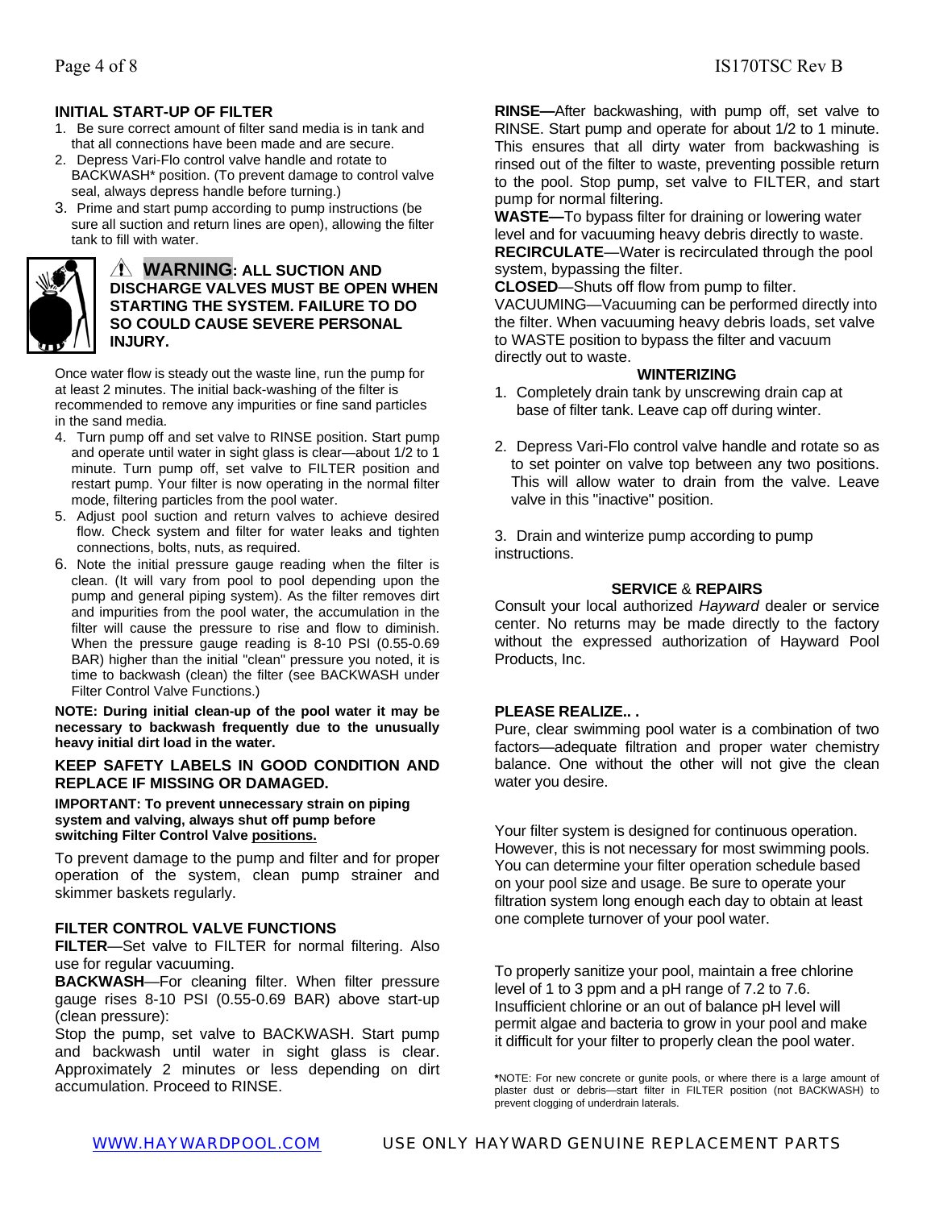## INITIAL START-UP OF FILTER

1. Be sure correct amount of filter sand media is in tank and that all connections have been made and are secure.
2. Depress Vari-Flo control valve handle and rotate to BACKWASH* position. (To prevent damage to control valve seal, always depress handle before turning.)
3. Prime and start pump according to pump instructions (be sure all suction and return lines are open), allowing the filter tank to fill with water.

⚠ **WARNING: ALL SUCTION AND DISCHARGE VALVES MUST BE OPEN WHEN STARTING THE SYSTEM. FAILURE TO DO SO COULD CAUSE SEVERE PERSONAL INJURY.**

Once water flow is steady out the waste line, run the pump for at least 2 minutes. The initial back-washing of the filter is recommended to remove any impurities or fine sand particles in the sand media.

4. Turn pump off and set valve to RINSE position. Start pump and operate until water in sight glass is clear—about 1/2 to 1 minute. Turn pump off, set valve to FILTER position and restart pump. Your filter is now operating in the normal filter mode, filtering particles from the pool water.
5. Adjust pool suction and return valves to achieve desired flow. Check system and filter for water leaks and tighten connections, bolts, nuts, as required.
6. Note the initial pressure gauge reading when the filter is clean. (It will vary from pool to pool depending upon the pump and general piping system). As the filter removes dirt and impurities from the pool water, the accumulation in the filter will cause the pressure to rise and flow to diminish. When the pressure gauge reading is 8-10 PSI (0.55-0.69 BAR) higher than the initial "clean" pressure you noted, it is time to backwash (clean) the filter (see BACKWASH under Filter Control Valve Functions.)

**NOTE: During initial clean-up of the pool water it may be necessary to backwash frequently due to the unusually heavy initial dirt load in the water.**

**KEEP SAFETY LABELS IN GOOD CONDITION AND REPLACE IF MISSING OR DAMAGED.**

**IMPORTANT: To prevent unnecessary strain on piping system and valving, always shut off pump before switching Filter Control Valve positions.**

To prevent damage to the pump and filter and for proper operation of the system, clean pump strainer and skimmer baskets regularly.

## FILTER CONTROL VALVE FUNCTIONS

**FILTER**—Set valve to FILTER for normal filtering. Also use for regular vacuuming.

**BACKWASH**—For cleaning filter. When filter pressure gauge rises 8-10 PSI (0.55-0.69 BAR) above start-up (clean pressure):
Stop the pump, set valve to BACKWASH. Start pump and backwash until water in sight glass is clear. Approximately 2 minutes or less depending on dirt accumulation. Proceed to RINSE.

**RINSE—**After backwashing, with pump off, set valve to RINSE. Start pump and operate for about 1/2 to 1 minute. This ensures that all dirty water from backwashing is rinsed out of the filter to waste, preventing possible return to the pool. Stop pump, set valve to FILTER, and start pump for normal filtering.

**WASTE—**To bypass filter for draining or lowering water level and for vacuuming heavy debris directly to waste.

**RECIRCULATE**—Water is recirculated through the pool system, bypassing the filter.

**CLOSED**—Shuts off flow from pump to filter.

VACUUMING—Vacuuming can be performed directly into the filter. When vacuuming heavy debris loads, set valve to WASTE position to bypass the filter and vacuum directly out to waste.

## WINTERIZING

1. Completely drain tank by unscrewing drain cap at base of filter tank. Leave cap off during winter.
2. Depress Vari-Flo control valve handle and rotate so as to set pointer on valve top between any two positions. This will allow water to drain from the valve. Leave valve in this "inactive" position.
3. Drain and winterize pump according to pump instructions.

## SERVICE & REPAIRS

Consult your local authorized *Hayward* dealer or service center. No returns may be made directly to the factory without the expressed authorization of Hayward Pool Products, Inc.

## PLEASE REALIZE.. .

Pure, clear swimming pool water is a combination of two factors—adequate filtration and proper water chemistry balance. One without the other will not give the clean water you desire.

Your filter system is designed for continuous operation. However, this is not necessary for most swimming pools. You can determine your filter operation schedule based on your pool size and usage. Be sure to operate your filtration system long enough each day to obtain at least one complete turnover of your pool water.

To properly sanitize your pool, maintain a free chlorine level of 1 to 3 ppm and a pH range of 7.2 to 7.6. Insufficient chlorine or an out of balance pH level will permit algae and bacteria to grow in your pool and make it difficult for your filter to properly clean the pool water.

***NOTE**: For new concrete or gunite pools, or where there is a large amount of plaster dust or debris—start filter in FILTER position (not BACKWASH) to prevent clogging of underdrain laterals.

WWW.HAYWARDPOOL.COM USE ONLY HAYWARD GENUINE REPLACEMENT PARTS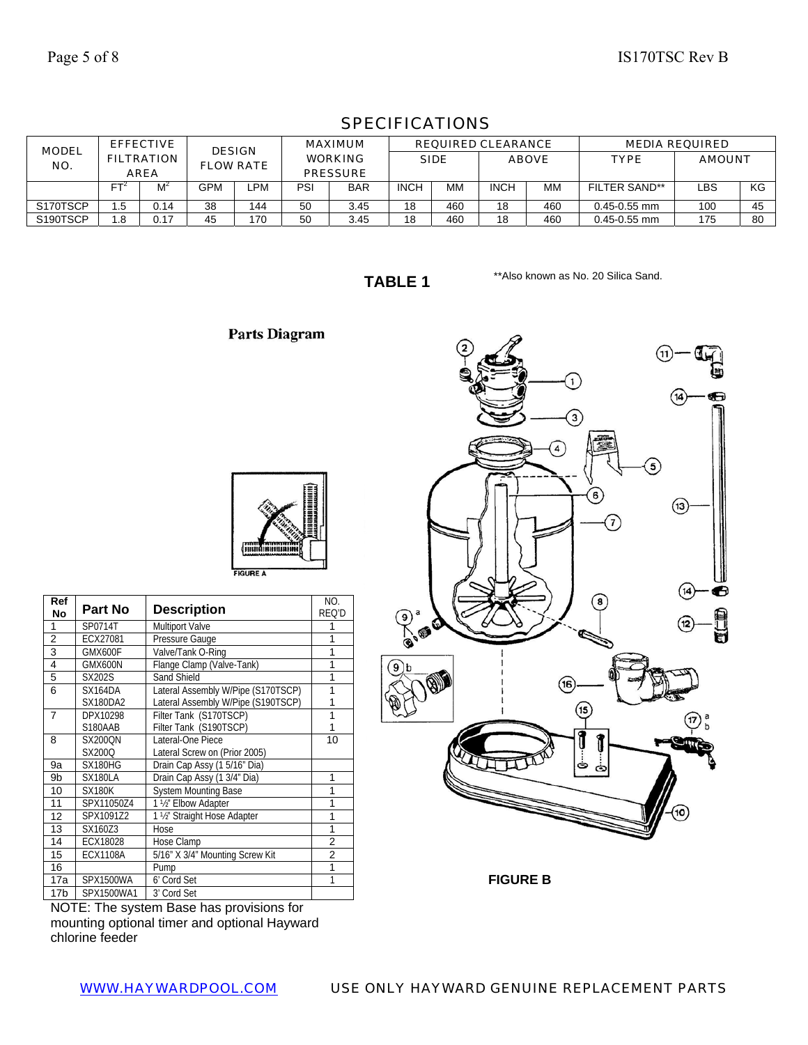# SPECIFICATIONS

| MODEL NO. | EFFECTIVE FILTRATION AREA | | DESIGN FLOW RATE | | MAXIMUM WORKING PRESSURE | | REQUIRED CLEARANCE | | | | MEDIA REQUIRED | | |
|---|---|---|---|---|---|---|---|---|---|---|---|---|---|
| | | | | | | | SIDE | | ABOVE | | TYPE | AMOUNT | |
| | $FT^2$ | $M^2$ | GPM | LPM | PSI | BAR | INCH | MM | INCH | MM | FILTER SAND** | LBS | KG |
| S170TSCP | 1.5 | 0.14 | 38 | 144 | 50 | 3.45 | 18 | 460 | 18 | 460 | 0.45-0.55 mm | 100 | 45 |
| S190TSCP | 1.8 | 0.17 | 45 | 170 | 50 | 3.45 | 18 | 460 | 18 | 460 | 0.45-0.55 mm | 175 | 80 |

**TABLE 1**

**Also known as No. 20 Silica Sand.

## Parts Diagram

FIGURE A

| Ref No | Part No | Description | NO. REQ'D |
|---|---|---|---|
| 1 | SP0714T | Multiport Valve | 1 |
| 2 | ECX27081 | Pressure Gauge | 1 |
| 3 | GMX600F | Valve/Tank O-Ring | 1 |
| 4 | GMX600N | Flange Clamp (Valve-Tank) | 1 |
| 5 | SX202S | Sand Shield | 1 |
| 6 | SX164DA<br>SX180DA2 | Lateral Assembly W/Pipe (S170TSCP)<br>Lateral Assembly W/Pipe (S190TSCP) | 1<br>1 |
| 7 | DPX10298<br>S180AAB | Filter Tank (S170TSCP)<br>Filter Tank (S190TSCP) | 1<br>1 |
| 8 | SX200QN<br>SX200Q | Lateral-One Piece<br>Lateral Screw on (Prior 2005) | 10 |
| 9a | SX180HG | Drain Cap Assy (1 5/16" Dia) | |
| 9b | SX180LA | Drain Cap Assy (1 3/4" Dia) | 1 |
| 10 | SX180K | System Mounting Base | 1 |
| 11 | SPX11050Z4 | 1 ½" Elbow Adapter | 1 |
| 12 | SPX1091Z2 | 1 ½" Straight Hose Adapter | 1 |
| 13 | SX160Z3 | Hose | 1 |
| 14 | ECX18028 | Hose Clamp | 2 |
| 15 | ECX1108A | 5/16" X 3/4" Mounting Screw Kit | 2 |
| 16 | | Pump | 1 |
| 17a | SPX1500WA | 6' Cord Set | 1 |
| 17b | SPX1500WA1 | 3' Cord Set | |

NOTE: The system Base has provisions for mounting optional timer and optional Hayward chlorine feeder

**FIGURE B**

WWW.HAYWARDPOOL.COM USE ONLY HAYWARD GENUINE REPLACEMENT PARTS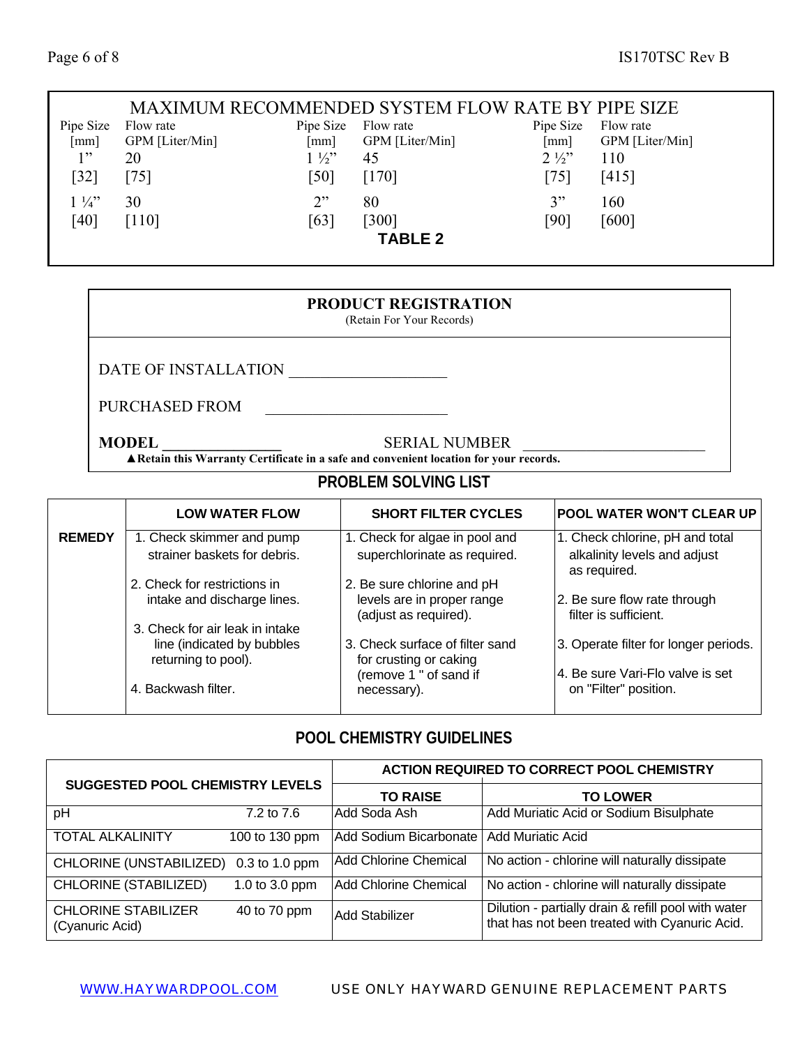## MAXIMUM RECOMMENDED SYSTEM FLOW RATE BY PIPE SIZE

| Pipe Size [mm] | Flow rate GPM [Liter/Min] | Pipe Size [mm] | Flow rate GPM [Liter/Min] | Pipe Size [mm] | Flow rate GPM [Liter/Min] |
|---|---|---|---|---|---|
| 1" [32] | 20 [75] | 1 ½" [50] | 45 [170] | 2 ½" [75] | 110 [415] |
| 1 ¼" [40] | 30 [110] | 2" [63] | 80 [300] | 3" [90] | 160 [600] |

**TABLE 2**

## PRODUCT REGISTRATION

(Retain For Your Records)

DATE OF INSTALLATION ____________________

PURCHASED FROM ____________________

**MODEL** ______________ SERIAL NUMBER ____________________

▲**Retain this Warranty Certificate in a safe and convenient location for your records.**

## PROBLEM SOLVING LIST

| | LOW WATER FLOW | SHORT FILTER CYCLES | POOL WATER WON'T CLEAR UP |
|---|---|---|---|
| **REMEDY** | 1. Check skimmer and pump strainer baskets for debris.<br>2. Check for restrictions in intake and discharge lines.<br>3. Check for air leak in intake line (indicated by bubbles returning to pool).<br>4. Backwash filter. | 1. Check for algae in pool and superchlorinate as required.<br>2. Be sure chlorine and pH levels are in proper range (adjust as required).<br>3. Check surface of filter sand for crusting or caking (remove 1 " of sand if necessary). | 1. Check chlorine, pH and total alkalinity levels and adjust as required.<br>2. Be sure flow rate through filter is sufficient.<br>3. Operate filter for longer periods.<br>4. Be sure Vari-Flo valve is set on "Filter" position. |

## POOL CHEMISTRY GUIDELINES

| SUGGESTED POOL CHEMISTRY LEVELS | | ACTION REQUIRED TO CORRECT POOL CHEMISTRY | |
|---|---|---|---|
| | | **TO RAISE** | **TO LOWER** |
| pH | 7.2 to 7.6 | Add Soda Ash | Add Muriatic Acid or Sodium Bisulphate |
| TOTAL ALKALINITY | 100 to 130 ppm | Add Sodium Bicarbonate | Add Muriatic Acid |
| CHLORINE (UNSTABILIZED) | 0.3 to 1.0 ppm | Add Chlorine Chemical | No action - chlorine will naturally dissipate |
| CHLORINE (STABILIZED) | 1.0 to 3.0 ppm | Add Chlorine Chemical | No action - chlorine will naturally dissipate |
| CHLORINE STABILIZER (Cyanuric Acid) | 40 to 70 ppm | Add Stabilizer | Dilution - partially drain & refill pool with water that has not been treated with Cyanuric Acid. |

WWW.HAYWARDPOOL.COM USE ONLY HAYWARD GENUINE REPLACEMENT PARTS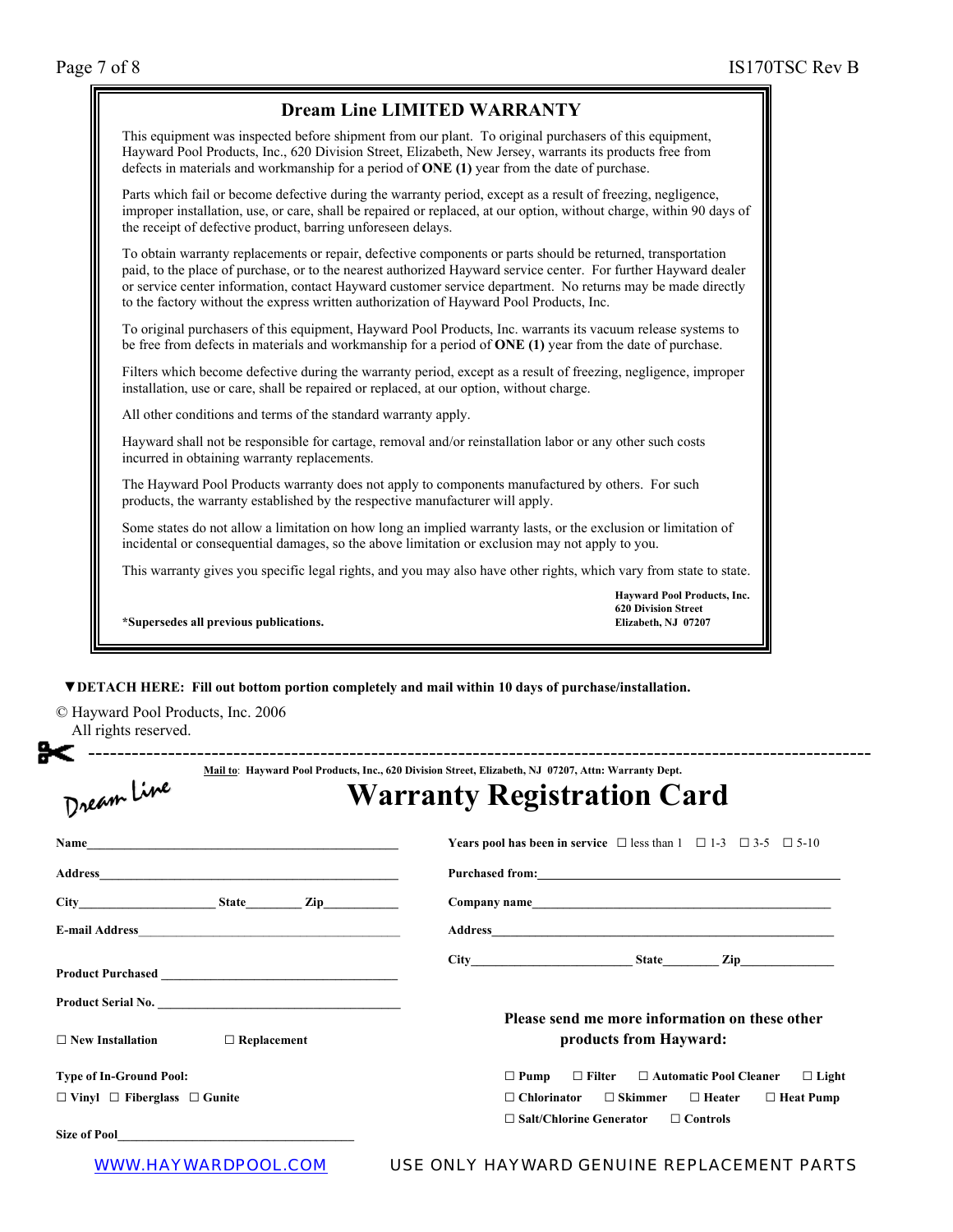## Dream Line LIMITED WARRANTY

This equipment was inspected before shipment from our plant. To original purchasers of this equipment, Hayward Pool Products, Inc., 620 Division Street, Elizabeth, New Jersey, warrants its products free from defects in materials and workmanship for a period of **ONE (1)** year from the date of purchase.

Parts which fail or become defective during the warranty period, except as a result of freezing, negligence, improper installation, use, or care, shall be repaired or replaced, at our option, without charge, within 90 days of the receipt of defective product, barring unforeseen delays.

To obtain warranty replacements or repair, defective components or parts should be returned, transportation paid, to the place of purchase, or to the nearest authorized Hayward service center. For further Hayward dealer or service center information, contact Hayward customer service department. No returns may be made directly to the factory without the express written authorization of Hayward Pool Products, Inc.

To original purchasers of this equipment, Hayward Pool Products, Inc. warrants its vacuum release systems to be free from defects in materials and workmanship for a period of **ONE (1)** year from the date of purchase.

Filters which become defective during the warranty period, except as a result of freezing, negligence, improper installation, use or care, shall be repaired or replaced, at our option, without charge.

All other conditions and terms of the standard warranty apply.

Hayward shall not be responsible for cartage, removal and/or reinstallation labor or any other such costs incurred in obtaining warranty replacements.

The Hayward Pool Products warranty does not apply to components manufactured by others. For such products, the warranty established by the respective manufacturer will apply.

Some states do not allow a limitation on how long an implied warranty lasts, or the exclusion or limitation of incidental or consequential damages, so the above limitation or exclusion may not apply to you.

This warranty gives you specific legal rights, and you may also have other rights, which vary from state to state.

**Hayward Pool Products, Inc.**
**620 Division Street**
**Elizabeth, NJ 07207**

***Supersedes all previous publications.**

**▼DETACH HERE: Fill out bottom portion completely and mail within 10 days of purchase/installation.**

© Hayward Pool Products, Inc. 2006
All rights reserved.

---

**Mail to: Hayward Pool Products, Inc., 620 Division Street, Elizabeth, NJ 07207, Attn: Warranty Dept.**

Dream Line

# Warranty Registration Card

**Name**\_\_\_\_\_\_\_\_\_\_\_\_\_\_\_\_\_\_\_\_\_\_\_\_\_\_\_\_\_\_\_\_

**Address**\_\_\_\_\_\_\_\_\_\_\_\_\_\_\_\_\_\_\_\_\_\_\_\_\_\_\_\_\_\_\_\_

**City**\_\_\_\_\_\_\_\_\_\_\_\_ **State**\_\_\_\_\_\_ **Zip**\_\_\_\_\_\_\_

**E-mail Address**\_\_\_\_\_\_\_\_\_\_\_\_\_\_\_\_\_\_\_\_\_\_\_\_\_\_\_\_

**Product Purchased** \_\_\_\_\_\_\_\_\_\_\_\_\_\_\_\_\_\_\_\_\_\_\_\_\_\_\_\_

**Product Serial No.** \_\_\_\_\_\_\_\_\_\_\_\_\_\_\_\_\_\_\_\_\_\_\_\_\_\_\_\_

☐ **New Installation** ☐ **Replacement**

**Type of In-Ground Pool:**

☐ **Vinyl** ☐ **Fiberglass** ☐ **Gunite**

**Size of Pool**\_\_\_\_\_\_\_\_\_\_\_\_\_\_\_\_\_\_\_\_\_\_\_\_\_\_\_\_

**Years pool has been in service** ☐ less than 1 ☐ 1-3 ☐ 3-5 ☐ 5-10

**Purchased from:**\_\_\_\_\_\_\_\_\_\_\_\_\_\_\_\_\_\_\_\_\_\_\_\_\_\_\_\_

**Company name**\_\_\_\_\_\_\_\_\_\_\_\_\_\_\_\_\_\_\_\_\_\_\_\_\_\_\_\_

**Address**\_\_\_\_\_\_\_\_\_\_\_\_\_\_\_\_\_\_\_\_\_\_\_\_\_\_\_\_\_\_\_\_

**City**\_\_\_\_\_\_\_\_\_\_\_\_ **State**\_\_\_\_\_\_ **Zip**\_\_\_\_\_\_\_

**Please send me more information on these other products from Hayward:**

☐ **Pump** ☐ **Filter** ☐ **Automatic Pool Cleaner** ☐ **Light**

☐ **Chlorinator** ☐ **Skimmer** ☐ **Heater** ☐ **Heat Pump**

☐ **Salt/Chlorine Generator** ☐ **Controls**

WWW.HAYWARDPOOL.COM USE ONLY HAYWARD GENUINE REPLACEMENT PARTS